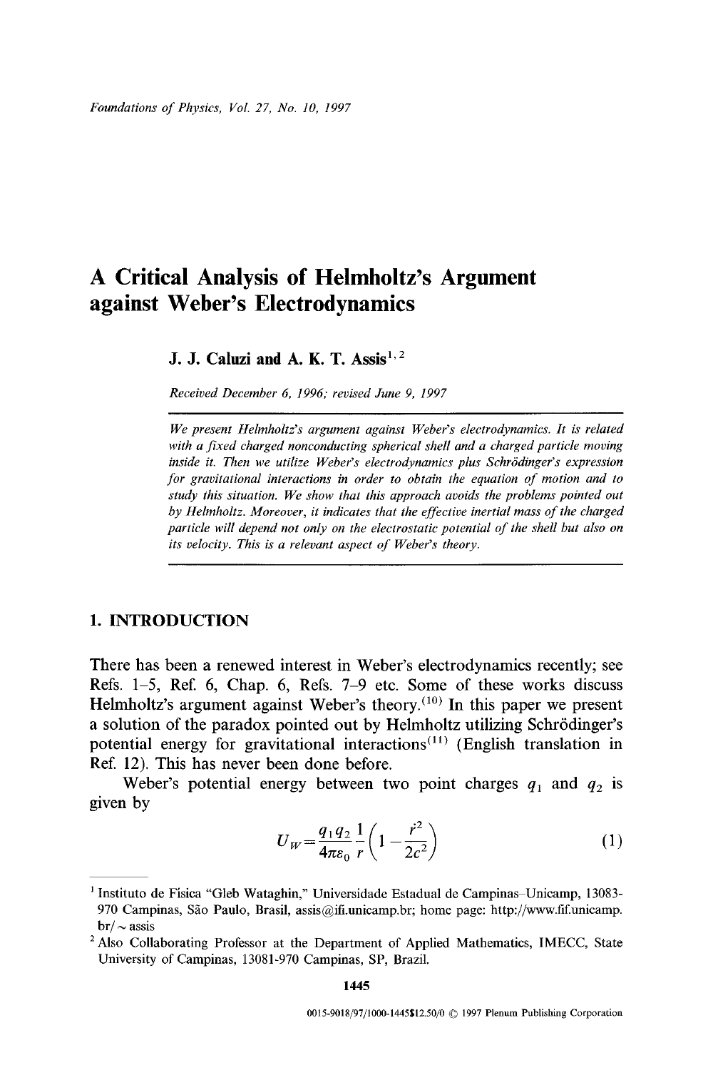*Foundations of Physics, Vol. 27, No. 10, 1997*

# A Critical Analysis of Helmholtz's Argument against Weber's Electrodynamics

**J. J. Caluzi and A. K. T. Assis**[1,2]

*Received December 6, 1996; revised June 9, 1997*

*We present Helmholtz's argument against Weber's electrodynamics. It is related with a fixed charged nonconducting spherical shell and a charged particle moving inside it. Then we utilize Weber's electrodynamics plus Schrödinger's expression for gravitational interactions in order to obtain the equation of motion and to study this situation. We show that this approach avoids the problems pointed out by Helmholtz. Moreover, it indicates that the effective inertial mass of the charged particle will depend not only on the electrostatic potential of the shell but also on its velocity. This is a relevant aspect of Weber's theory.*

## 1. INTRODUCTION

There has been a renewed interest in Weber's electrodynamics recently; see Refs. 1–5, Ref. 6, Chap. 6, Refs. 7–9 etc. Some of these works discuss Helmholtz's argument against Weber's theory.[10] In this paper we present a solution of the paradox pointed out by Helmholtz utilizing Schrödinger's potential energy for gravitational interactions[11] (English translation in Ref. 12). This has never been done before.

Weber's potential energy between two point charges $q_1$ and $q_2$ is given by

$$U_W = \frac{q_1 q_2}{4\pi\varepsilon_0} \frac{1}{r} \left(1 - \frac{\dot{r}^2}{2c^2}\right) \tag{1}$$

---

[1] Instituto de Física "Gleb Wataghin," Universidade Estadual de Campinas–Unicamp, 13083-970 Campinas, São Paulo, Brasil, assis@ifi.unicamp.br; home page: http://www.fif.unicamp.br/~assis

[2] Also Collaborating Professor at the Department of Applied Mathematics, IMECC, State University of Campinas, 13081-970 Campinas, SP, Brazil.

0015-9018/97/1000-1445$12.50/0 © 1997 Plenum Publishing Corporation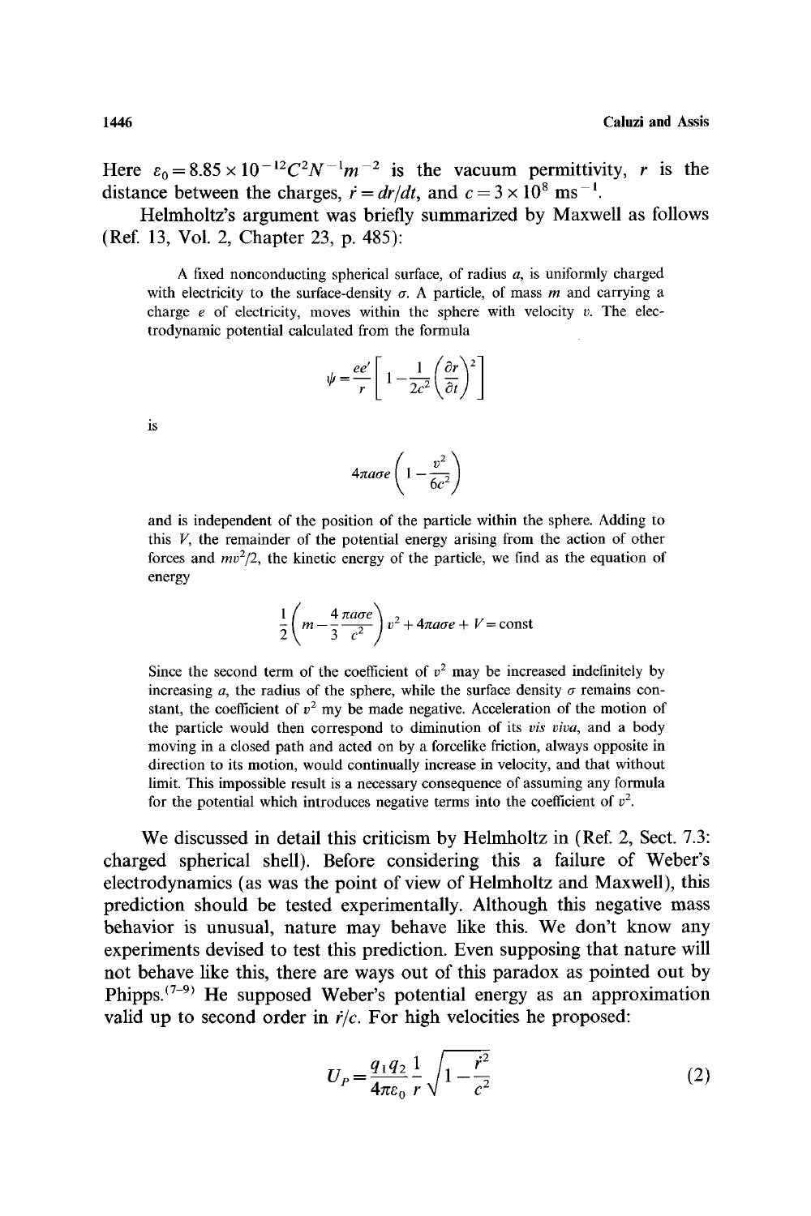Here $\varepsilon_0 = 8.85 \times 10^{-12} C^2 N^{-1} m^{-2}$ is the vacuum permittivity, $r$ is the distance between the charges, $\dot{r} = dr/dt$, and $c = 3 \times 10^8$ ms$^{-1}$.

Helmholtz's argument was briefly summarized by Maxwell as follows (Ref. 13, Vol. 2, Chapter 23, p. 485):

> A fixed nonconducting spherical surface, of radius $a$, is uniformly charged with electricity to the surface-density $\sigma$. A particle, of mass $m$ and carrying a charge $e$ of electricity, moves within the sphere with velocity $v$. The electrodynamic potential calculated from the formula
>
> $$\psi = \frac{ee'}{r}\left[1 - \frac{1}{2c^2}\left(\frac{\partial r}{\partial t}\right)^2\right]$$
>
> is
>
> $$4\pi a \sigma e\left(1 - \frac{v^2}{6c^2}\right)$$
>
> and is independent of the position of the particle within the sphere. Adding to this $V$, the remainder of the potential energy arising from the action of other forces and $mv^2/2$, the kinetic energy of the particle, we find as the equation of energy
>
> $$\frac{1}{2}\left(m - \frac{4}{3}\frac{\pi a \sigma e}{c^2}\right)v^2 + 4\pi a \sigma e + V = \text{const}$$
>
> Since the second term of the coefficient of $v^2$ may be increased indefinitely by increasing $a$, the radius of the sphere, while the surface density $\sigma$ remains constant, the coefficient of $v^2$ my be made negative. Acceleration of the motion of the particle would then correspond to diminution of its *vis viva*, and a body moving in a closed path and acted on by a forcelike friction, always opposite in direction to its motion, would continually increase in velocity, and that without limit. This impossible result is a necessary consequence of assuming any formula for the potential which introduces negative terms into the coefficient of $v^2$.

We discussed in detail this criticism by Helmholtz in (Ref. 2, Sect. 7.3: charged spherical shell). Before considering this a failure of Weber's electrodynamics (as was the point of view of Helmholtz and Maxwell), this prediction should be tested experimentally. Although this negative mass behavior is unusual, nature may behave like this. We don't know any experiments devised to test this prediction. Even supposing that nature will not behave like this, there are ways out of this paradox as pointed out by Phipps.[7–9] He supposed Weber's potential energy as an approximation valid up to second order in $\dot{r}/c$. For high velocities he proposed:

$$U_P = \frac{q_1 q_2}{4\pi\varepsilon_0}\frac{1}{r}\sqrt{1 - \frac{\dot{r}^2}{c^2}} \tag{2}$$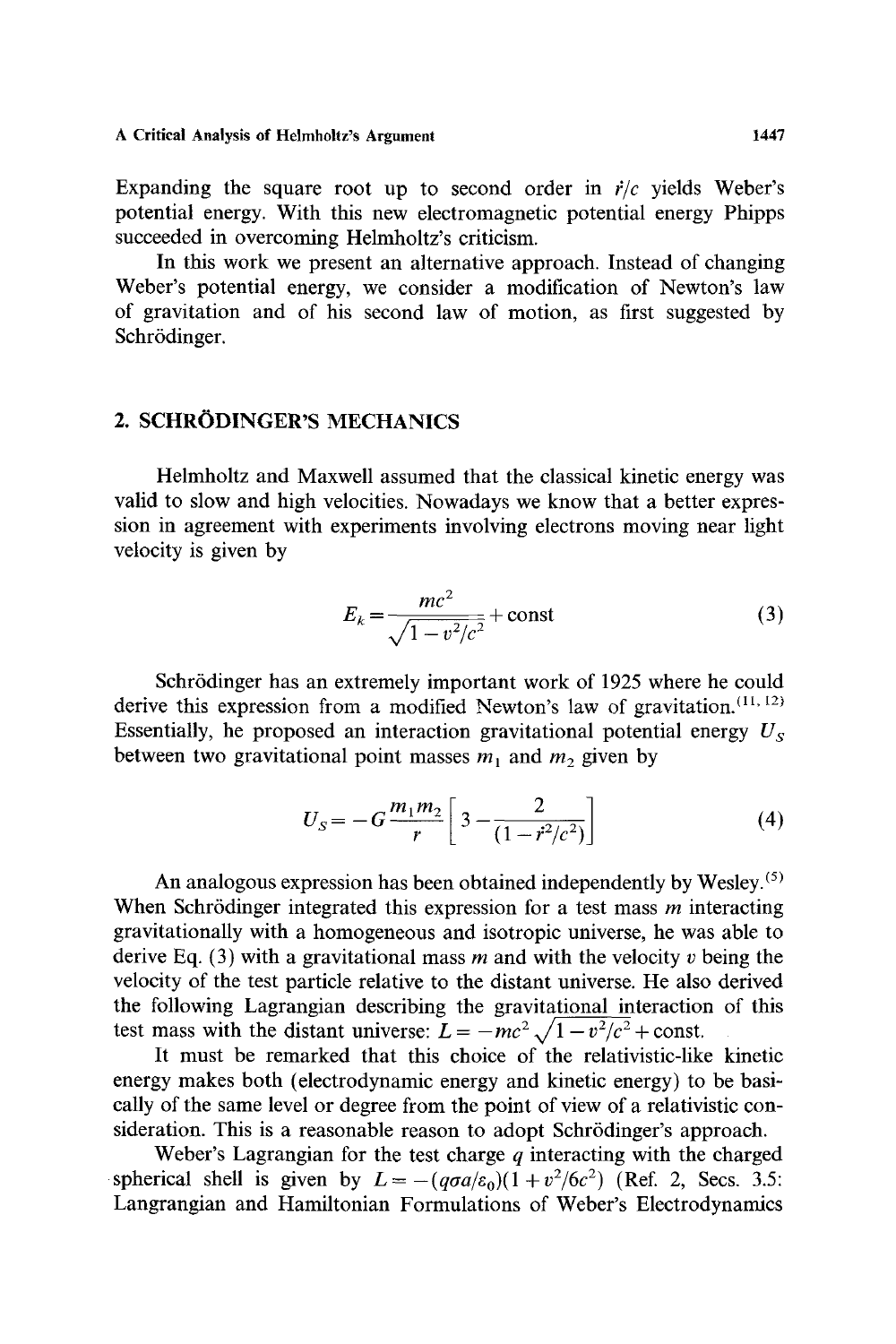Expanding the square root up to second order in $\dot{r}/c$ yields Weber's potential energy. With this new electromagnetic potential energy Phipps succeeded in overcoming Helmholtz's criticism.

In this work we present an alternative approach. Instead of changing Weber's potential energy, we consider a modification of Newton's law of gravitation and of his second law of motion, as first suggested by Schrödinger.

## 2. SCHRÖDINGER'S MECHANICS

Helmholtz and Maxwell assumed that the classical kinetic energy was valid to slow and high velocities. Nowadays we know that a better expression in agreement with experiments involving electrons moving near light velocity is given by

$$E_k = \frac{mc^2}{\sqrt{1 - v^2/c^2}} + \text{const} \tag{3}$$

Schrödinger has an extremely important work of 1925 where he could derive this expression from a modified Newton's law of gravitation.[11, 12] Essentially, he proposed an interaction gravitational potential energy $U_S$ between two gravitational point masses $m_1$ and $m_2$ given by

$$U_S = -G\frac{m_1 m_2}{r}\left[3 - \frac{2}{(1 - \dot{r}^2/c^2)}\right] \tag{4}$$

An analogous expression has been obtained independently by Wesley.[5] When Schrödinger integrated this expression for a test mass $m$ interacting gravitationally with a homogeneous and isotropic universe, he was able to derive Eq. (3) with a gravitational mass $m$ and with the velocity $v$ being the velocity of the test particle relative to the distant universe. He also derived the following Lagrangian describing the gravitational interaction of this test mass with the distant universe: $L = -mc^2\sqrt{1 - v^2/c^2} + \text{const}$.

It must be remarked that this choice of the relativistic-like kinetic energy makes both (electrodynamic energy and kinetic energy) to be basically of the same level or degree from the point of view of a relativistic consideration. This is a reasonable reason to adopt Schrödinger's approach.

Weber's Lagrangian for the test charge $q$ interacting with the charged spherical shell is given by $L = -(q\sigma a/\varepsilon_0)(1 + v^2/6c^2)$ (Ref. 2, Secs. 3.5: Langrangian and Hamiltonian Formulations of Weber's Electrodynamics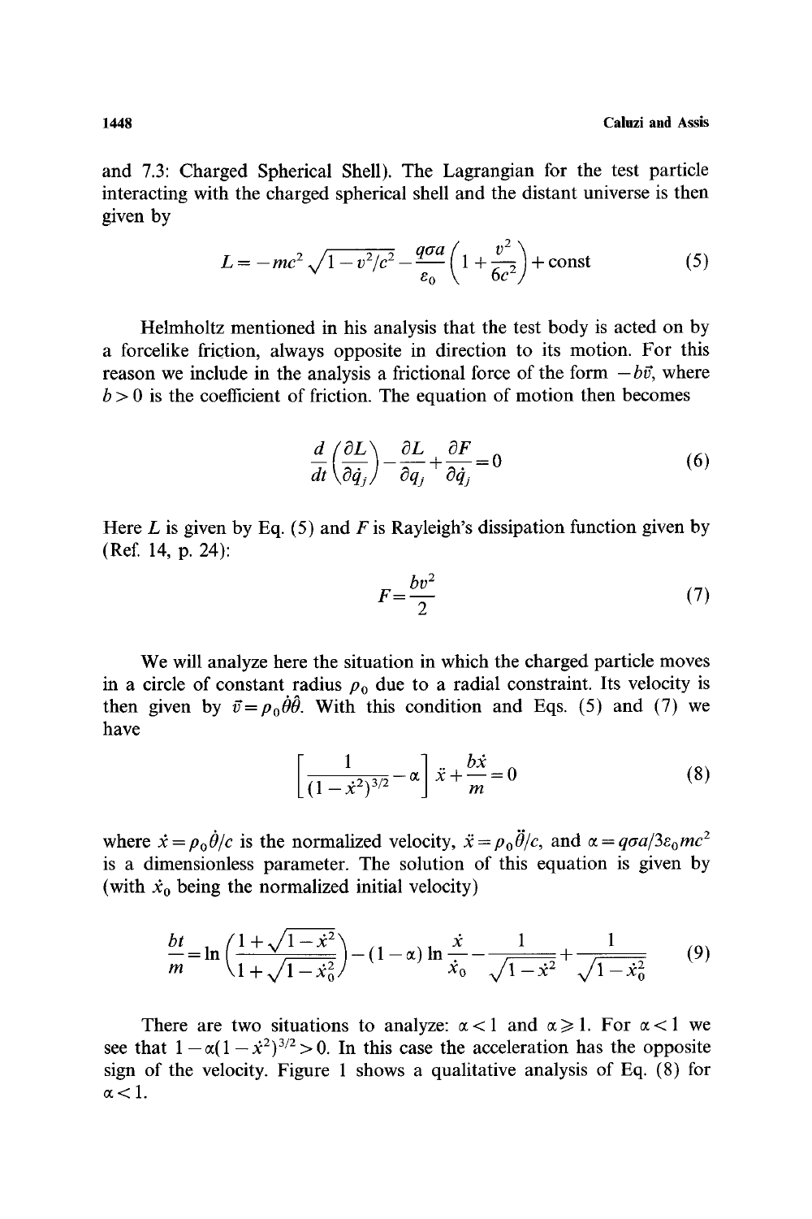and 7.3: Charged Spherical Shell). The Lagrangian for the test particle interacting with the charged spherical shell and the distant universe is then given by

$$L = -mc^2 \sqrt{1 - v^2/c^2} - \frac{q\sigma a}{\varepsilon_0}\left(1 + \frac{v^2}{6c^2}\right) + \text{const} \tag{5}$$

Helmholtz mentioned in his analysis that the test body is acted on by a forcelike friction, always opposite in direction to its motion. For this reason we include in the analysis a frictional force of the form $-b\vec{v}$, where $b > 0$ is the coefficient of friction. The equation of motion then becomes

$$\frac{d}{dt}\left(\frac{\partial L}{\partial \dot{q}_j}\right) - \frac{\partial L}{\partial q_j} + \frac{\partial F}{\partial \dot{q}_j} = 0 \tag{6}$$

Here $L$ is given by Eq. (5) and $F$ is Rayleigh's dissipation function given by (Ref. 14, p. 24):

$$F = \frac{bv^2}{2} \tag{7}$$

We will analyze here the situation in which the charged particle moves in a circle of constant radius $\rho_0$ due to a radial constraint. Its velocity is then given by $\vec{v} = \rho_0 \dot{\theta} \hat{\theta}$. With this condition and Eqs. (5) and (7) we have

$$\left[\frac{1}{(1 - \dot{x}^2)^{3/2}} - \alpha\right] \ddot{x} + \frac{b\dot{x}}{m} = 0 \tag{8}$$

where $\dot{x} = \rho_0 \dot{\theta}/c$ is the normalized velocity, $\ddot{x} = \rho_0 \ddot{\theta}/c$, and $\alpha = q\sigma a/3\varepsilon_0 mc^2$ is a dimensionless parameter. The solution of this equation is given by (with $\dot{x}_0$ being the normalized initial velocity)

$$\frac{bt}{m} = \ln\left(\frac{1 + \sqrt{1 - \dot{x}^2}}{1 + \sqrt{1 - \dot{x}_0^2}}\right) - (1 - \alpha) \ln \frac{\dot{x}}{\dot{x}_0} - \frac{1}{\sqrt{1 - \dot{x}^2}} + \frac{1}{\sqrt{1 - \dot{x}_0^2}} \tag{9}$$

There are two situations to analyze: $\alpha < 1$ and $\alpha \geqslant 1$. For $\alpha < 1$ we see that $1 - \alpha(1 - \dot{x}^2)^{3/2} > 0$. In this case the acceleration has the opposite sign of the velocity. Figure 1 shows a qualitative analysis of Eq. (8) for $\alpha < 1$.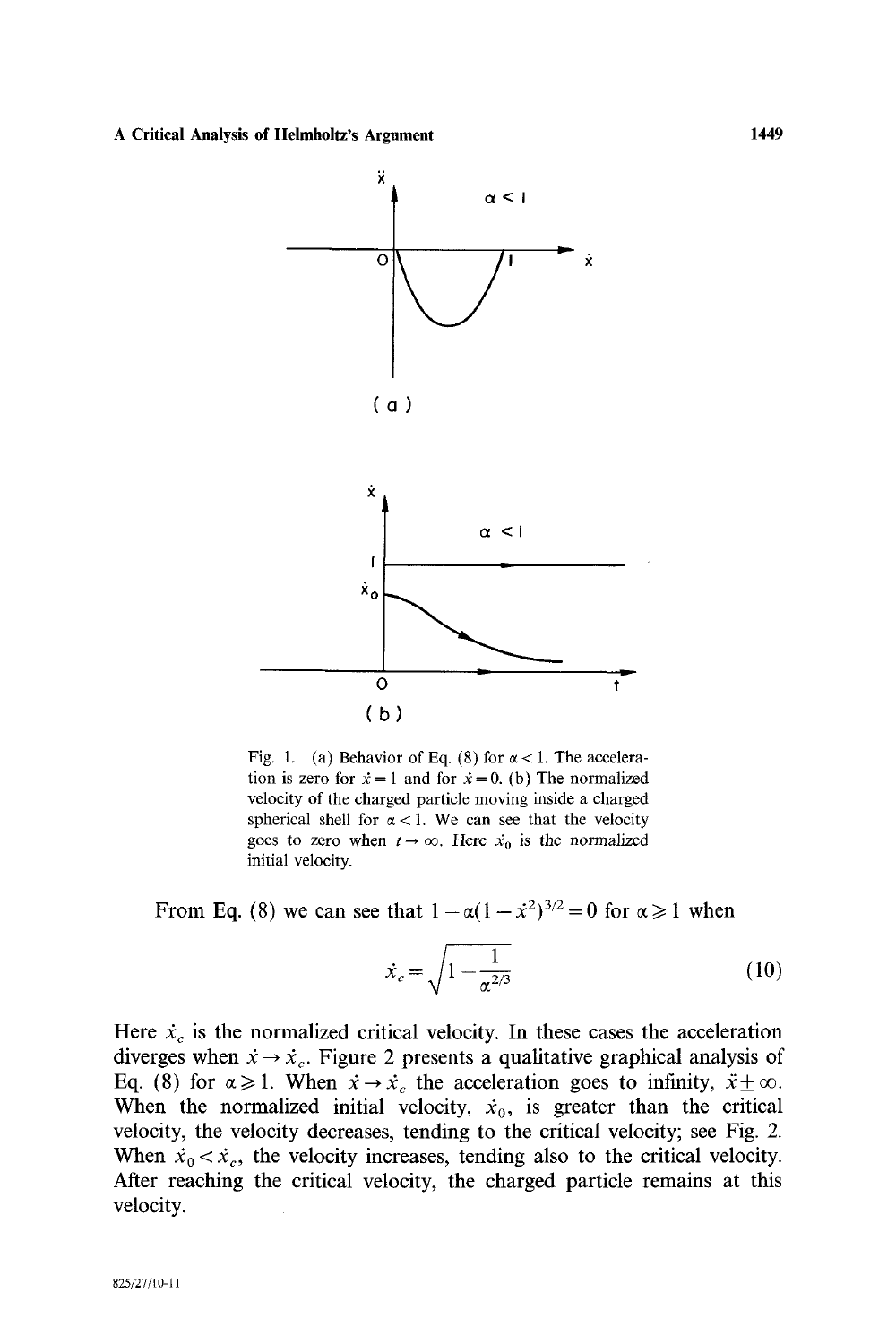Fig. 1. (a) Behavior of Eq. (8) for $\alpha < 1$. The acceleration is zero for $\dot{x} = 1$ and for $\dot{x} = 0$. (b) The normalized velocity of the charged particle moving inside a charged spherical shell for $\alpha < 1$. We can see that the velocity goes to zero when $t \to \infty$. Here $\dot{x}_0$ is the normalized initial velocity.

From Eq. (8) we can see that $1 - \alpha(1 - \dot{x}^2)^{3/2} = 0$ for $\alpha \geqslant 1$ when

$$\dot{x}_c = \sqrt{1 - \frac{1}{\alpha^{2/3}}} \tag{10}$$

Here $\dot{x}_c$ is the normalized critical velocity. In these cases the acceleration diverges when $\dot{x} \to \dot{x}_c$. Figure 2 presents a qualitative graphical analysis of Eq. (8) for $\alpha \geqslant 1$. When $\dot{x} \to \dot{x}_c$ the acceleration goes to infinity, $\ddot{x} \pm \infty$. When the normalized initial velocity, $\dot{x}_0$, is greater than the critical velocity, the velocity decreases, tending to the critical velocity; see Fig. 2. When $\dot{x}_0 < \dot{x}_c$, the velocity increases, tending also to the critical velocity. After reaching the critical velocity, the charged particle remains at this velocity.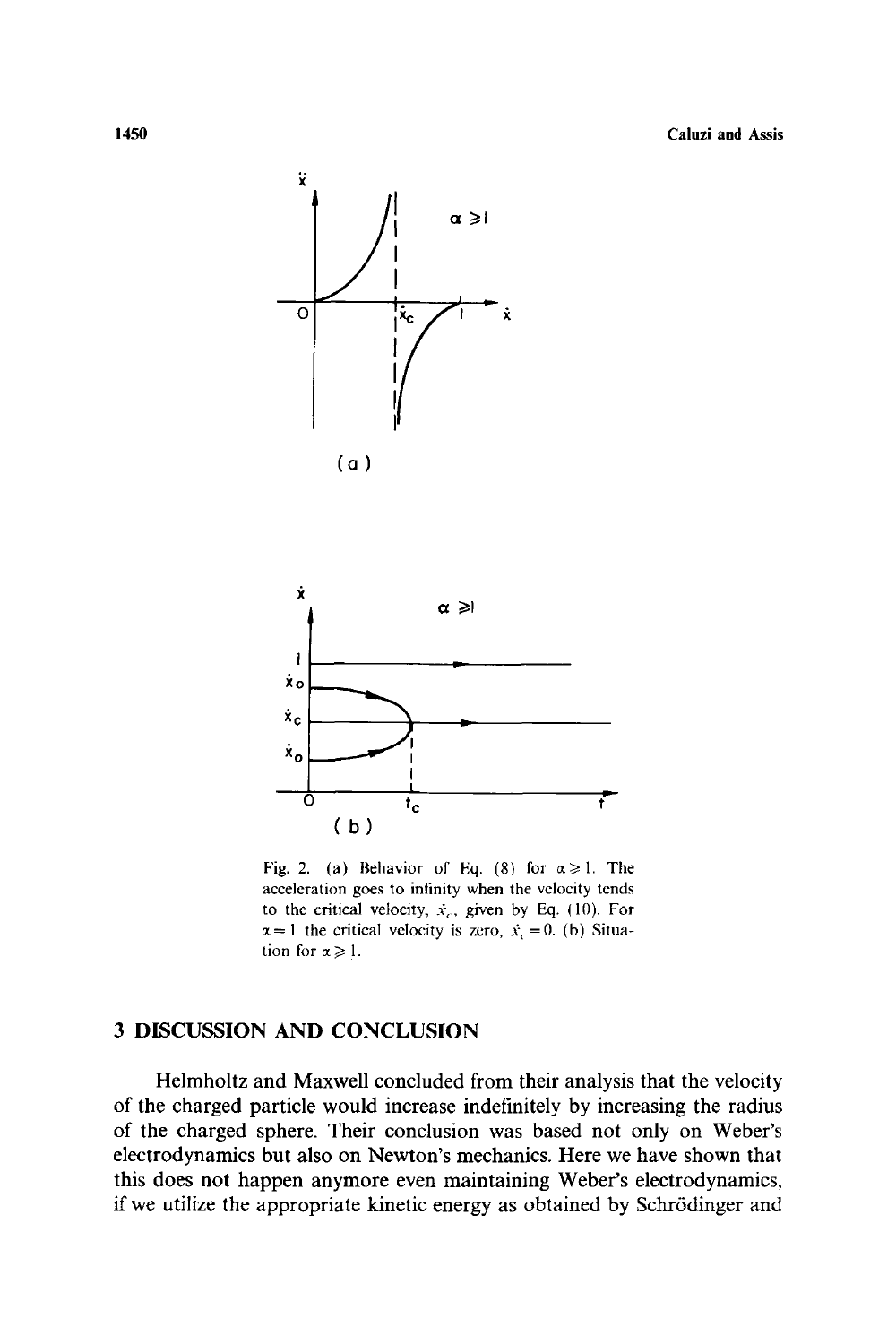Fig. 2. (a) Behavior of Eq. (8) for $\alpha \geqslant 1$. The acceleration goes to infinity when the velocity tends to the critical velocity, $\dot{x}_c$, given by Eq. (10). For $\alpha = 1$ the critical velocity is zero, $\dot{x}_c = 0$. (b) Situation for $\alpha \geqslant 1$.

## 3 DISCUSSION AND CONCLUSION

Helmholtz and Maxwell concluded from their analysis that the velocity of the charged particle would increase indefinitely by increasing the radius of the charged sphere. Their conclusion was based not only on Weber's electrodynamics but also on Newton's mechanics. Here we have shown that this does not happen anymore even maintaining Weber's electrodynamics, if we utilize the appropriate kinetic energy as obtained by Schrödinger and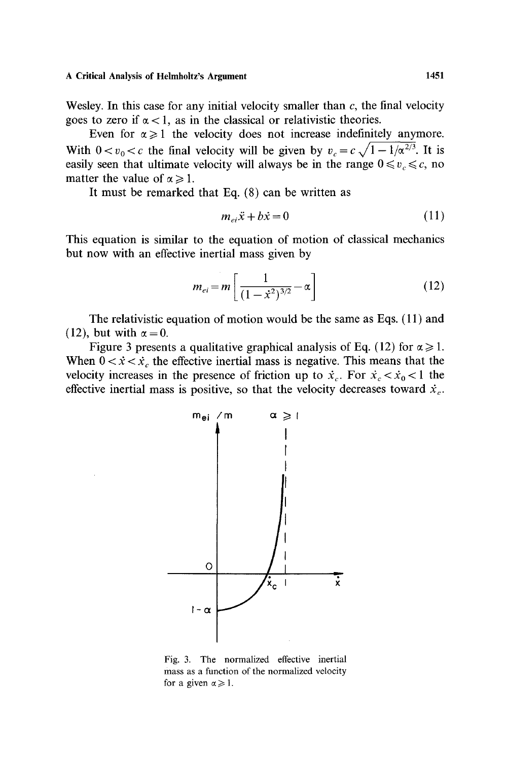Wesley. In this case for any initial velocity smaller than $c$, the final velocity goes to zero if $\alpha < 1$, as in the classical or relativistic theories.

Even for $\alpha \geqslant 1$ the velocity does not increase indefinitely anymore. With $0 < v_0 < c$ the final velocity will be given by $v_c = c\sqrt{1 - 1/\alpha^{2/3}}$. It is easily seen that ultimate velocity will always be in the range $0 \leqslant v_c \leqslant c$, no matter the value of $\alpha \geqslant 1$.

It must be remarked that Eq. (8) can be written as

$$m_{ei}\ddot{x} + b\dot{x} = 0 \tag{11}$$

This equation is similar to the equation of motion of classical mechanics but now with an effective inertial mass given by

$$m_{ei} = m\left[\frac{1}{(1 - \dot{x}^2)^{3/2}} - \alpha\right] \tag{12}$$

The relativistic equation of motion would be the same as Eqs. (11) and (12), but with $\alpha = 0$.

Figure 3 presents a qualitative graphical analysis of Eq. (12) for $\alpha \geqslant 1$. When $0 < \dot{x} < \dot{x}_c$ the effective inertial mass is negative. This means that the velocity increases in the presence of friction up to $\dot{x}_c$. For $\dot{x}_c < \dot{x}_0 < 1$ the effective inertial mass is positive, so that the velocity decreases toward $\dot{x}_c$.

Fig. 3. The normalized effective inertial mass as a function of the normalized velocity for a given $\alpha \geqslant 1$.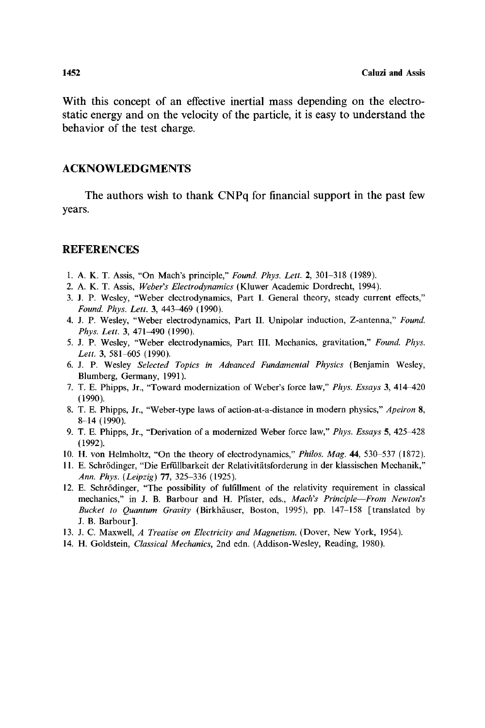With this concept of an effective inertial mass depending on the electrostatic energy and on the velocity of the particle, it is easy to understand the behavior of the test charge.

## ACKNOWLEDGMENTS

The authors wish to thank CNPq for financial support in the past few years.

## REFERENCES

1. A. K. T. Assis, "On Mach's principle," *Found. Phys. Lett.* **2**, 301–318 (1989).
2. A. K. T. Assis, *Weber's Electrodynamics* (Kluwer Academic Dordrecht, 1994).
3. J. P. Wesley, "Weber electrodynamics, Part I. General theory, steady current effects," *Found. Phys. Lett.* **3**, 443–469 (1990).
4. J. P. Wesley, "Weber electrodynamics, Part II. Unipolar induction, Z-antenna," *Found. Phys. Lett.* **3**, 471–490 (1990).
5. J. P. Wesley, "Weber electrodynamics, Part III. Mechanics, gravitation," *Found. Phys. Lett.* **3**, 581–605 (1990).
6. J. P. Wesley *Selected Topics in Advanced Fundamental Physics* (Benjamin Wesley, Blumberg, Germany, 1991).
7. T. E. Phipps, Jr., "Toward modernization of Weber's force law," *Phys. Essays* **3**, 414–420 (1990).
8. T. E. Phipps, Jr., "Weber-type laws of action-at-a-distance in modern physics," *Apeiron* **8**, 8–14 (1990).
9. T. E. Phipps, Jr., "Derivation of a modernized Weber force law," *Phys. Essays* **5**, 425–428 (1992).
10. H. von Helmholtz, "On the theory of electrodynamics," *Philos. Mag.* **44**, 530–537 (1872).
11. E. Schrödinger, "Die Erfüllbarkeit der Relativitätsforderung in der klassischen Mechanik," *Ann. Phys. (Leipzig)* **77**, 325–336 (1925).
12. E. Schrödinger, "The possibility of fulfillment of the relativity requirement in classical mechanics," in J. B. Barbour and H. Pfister, eds., *Mach's Principle—From Newton's Bucket to Quantum Gravity* (Birkhäuser, Boston, 1995), pp. 147–158 [translated by J. B. Barbour].
13. J. C. Maxwell, *A Treatise on Electricity and Magnetism.* (Dover, New York, 1954).
14. H. Goldstein, *Classical Mechanics*, 2nd edn. (Addison-Wesley, Reading, 1980).